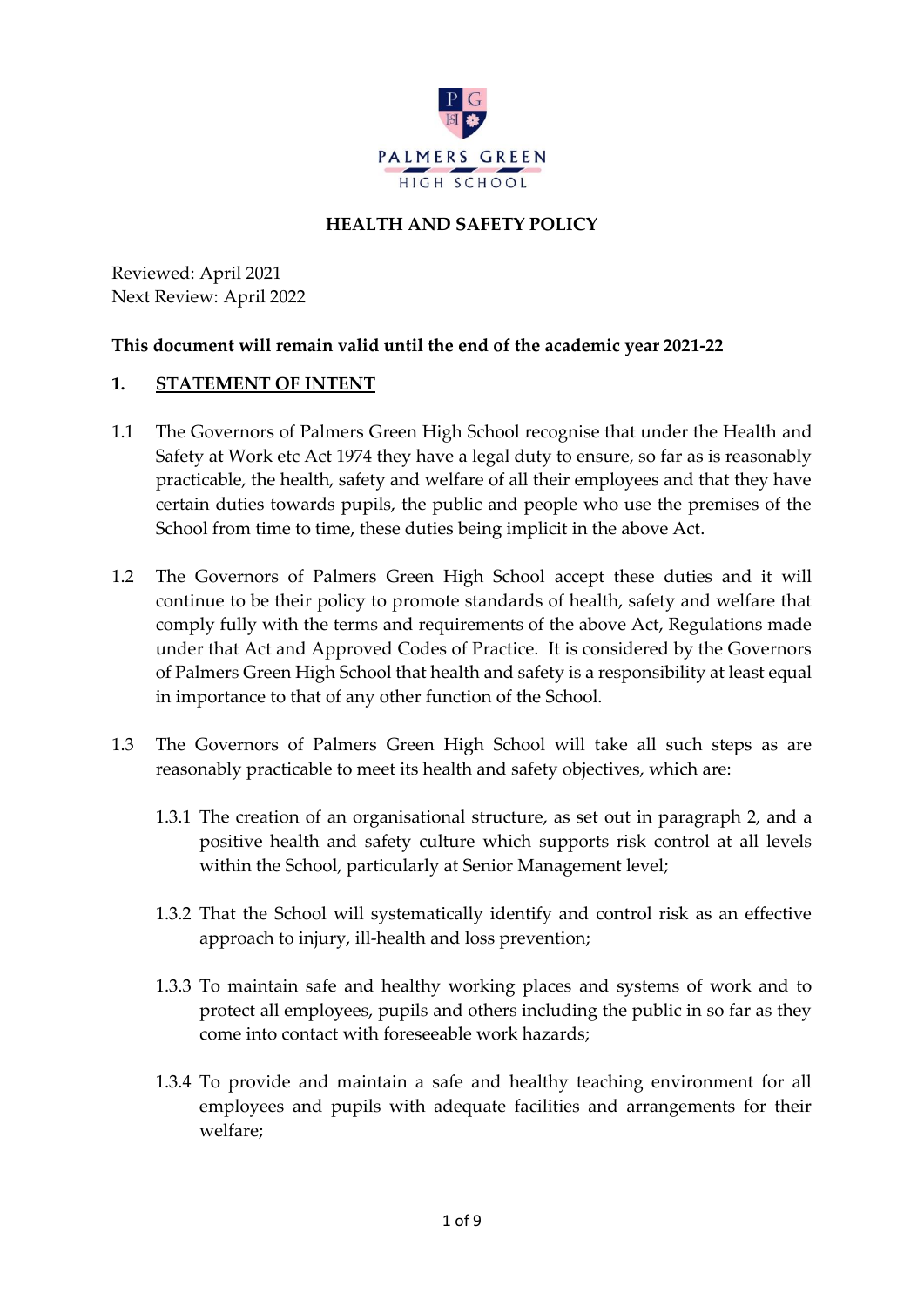PALMERS GREEN HIGH SCHOOL

# HEALTH AND SAFETY POLICY

Reviewed: April 2021
Next Review: April 2022

**This document will remain valid until the end of the academic year 2021-22**

## 1. STATEMENT OF INTENT

1.1 The Governors of Palmers Green High School recognise that under the Health and Safety at Work etc Act 1974 they have a legal duty to ensure, so far as is reasonably practicable, the health, safety and welfare of all their employees and that they have certain duties towards pupils, the public and people who use the premises of the School from time to time, these duties being implicit in the above Act.

1.2 The Governors of Palmers Green High School accept these duties and it will continue to be their policy to promote standards of health, safety and welfare that comply fully with the terms and requirements of the above Act, Regulations made under that Act and Approved Codes of Practice. It is considered by the Governors of Palmers Green High School that health and safety is a responsibility at least equal in importance to that of any other function of the School.

1.3 The Governors of Palmers Green High School will take all such steps as are reasonably practicable to meet its health and safety objectives, which are:

1.3.1 The creation of an organisational structure, as set out in paragraph 2, and a positive health and safety culture which supports risk control at all levels within the School, particularly at Senior Management level;

1.3.2 That the School will systematically identify and control risk as an effective approach to injury, ill-health and loss prevention;

1.3.3 To maintain safe and healthy working places and systems of work and to protect all employees, pupils and others including the public in so far as they come into contact with foreseeable work hazards;

1.3.4 To provide and maintain a safe and healthy teaching environment for all employees and pupils with adequate facilities and arrangements for their welfare;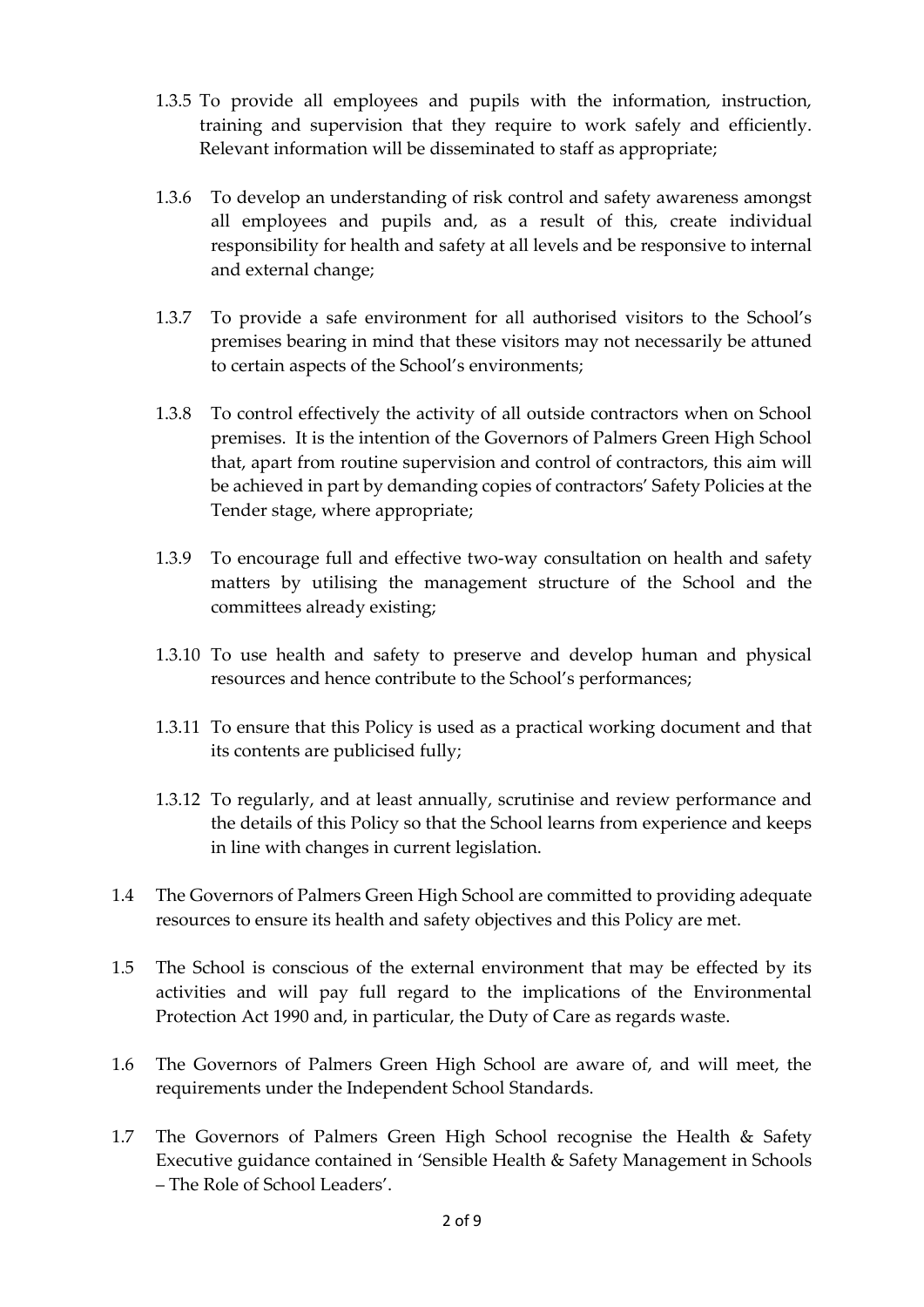1.3.5 To provide all employees and pupils with the information, instruction, training and supervision that they require to work safely and efficiently. Relevant information will be disseminated to staff as appropriate;

1.3.6 To develop an understanding of risk control and safety awareness amongst all employees and pupils and, as a result of this, create individual responsibility for health and safety at all levels and be responsive to internal and external change;

1.3.7 To provide a safe environment for all authorised visitors to the School's premises bearing in mind that these visitors may not necessarily be attuned to certain aspects of the School's environments;

1.3.8 To control effectively the activity of all outside contractors when on School premises. It is the intention of the Governors of Palmers Green High School that, apart from routine supervision and control of contractors, this aim will be achieved in part by demanding copies of contractors' Safety Policies at the Tender stage, where appropriate;

1.3.9 To encourage full and effective two-way consultation on health and safety matters by utilising the management structure of the School and the committees already existing;

1.3.10 To use health and safety to preserve and develop human and physical resources and hence contribute to the School's performances;

1.3.11 To ensure that this Policy is used as a practical working document and that its contents are publicised fully;

1.3.12 To regularly, and at least annually, scrutinise and review performance and the details of this Policy so that the School learns from experience and keeps in line with changes in current legislation.

1.4 The Governors of Palmers Green High School are committed to providing adequate resources to ensure its health and safety objectives and this Policy are met.

1.5 The School is conscious of the external environment that may be effected by its activities and will pay full regard to the implications of the Environmental Protection Act 1990 and, in particular, the Duty of Care as regards waste.

1.6 The Governors of Palmers Green High School are aware of, and will meet, the requirements under the Independent School Standards.

1.7 The Governors of Palmers Green High School recognise the Health & Safety Executive guidance contained in 'Sensible Health & Safety Management in Schools – The Role of School Leaders'.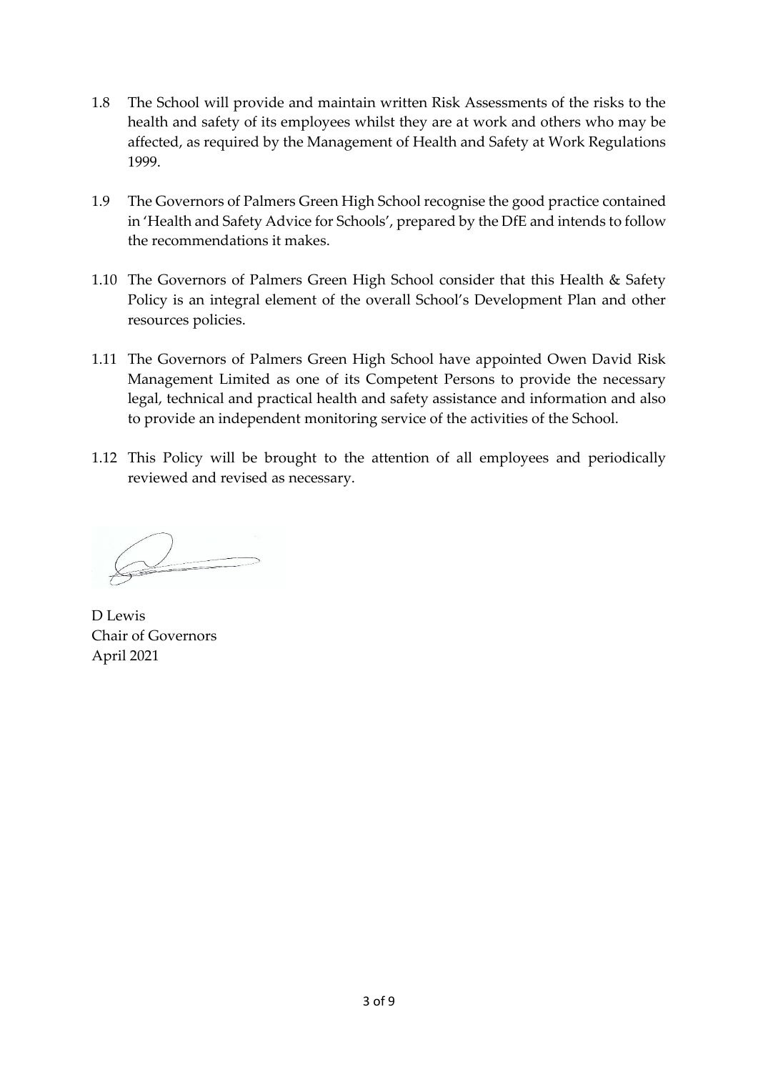1.8 The School will provide and maintain written Risk Assessments of the risks to the health and safety of its employees whilst they are at work and others who may be affected, as required by the Management of Health and Safety at Work Regulations 1999.

1.9 The Governors of Palmers Green High School recognise the good practice contained in 'Health and Safety Advice for Schools', prepared by the DfE and intends to follow the recommendations it makes.

1.10 The Governors of Palmers Green High School consider that this Health & Safety Policy is an integral element of the overall School's Development Plan and other resources policies.

1.11 The Governors of Palmers Green High School have appointed Owen David Risk Management Limited as one of its Competent Persons to provide the necessary legal, technical and practical health and safety assistance and information and also to provide an independent monitoring service of the activities of the School.

1.12 This Policy will be brought to the attention of all employees and periodically reviewed and revised as necessary.

D Lewis
Chair of Governors
April 2021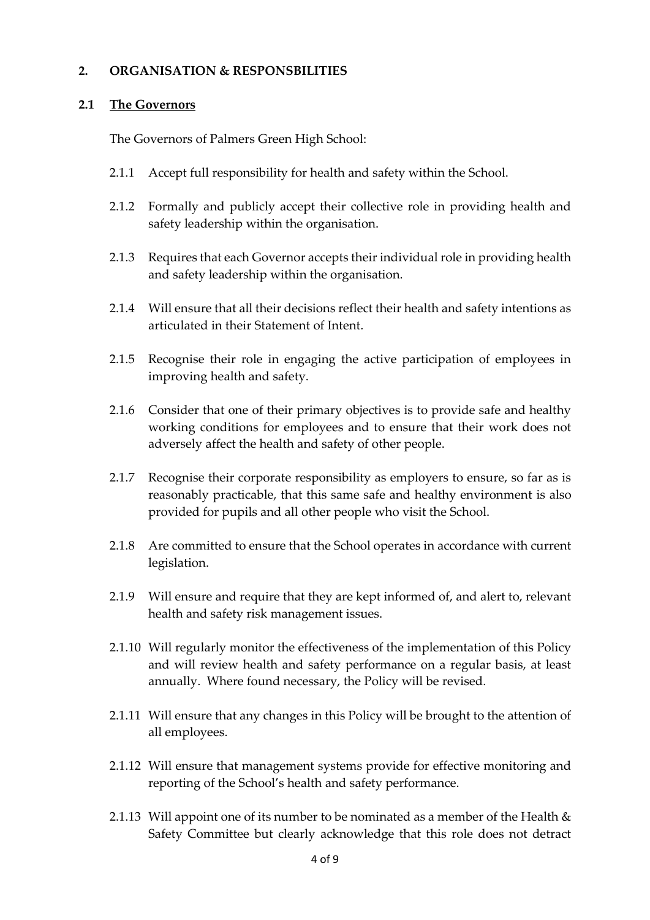## 2. ORGANISATION & RESPONSBILITIES

### 2.1 The Governors

The Governors of Palmers Green High School:

2.1.1 Accept full responsibility for health and safety within the School.

2.1.2 Formally and publicly accept their collective role in providing health and safety leadership within the organisation.

2.1.3 Requires that each Governor accepts their individual role in providing health and safety leadership within the organisation.

2.1.4 Will ensure that all their decisions reflect their health and safety intentions as articulated in their Statement of Intent.

2.1.5 Recognise their role in engaging the active participation of employees in improving health and safety.

2.1.6 Consider that one of their primary objectives is to provide safe and healthy working conditions for employees and to ensure that their work does not adversely affect the health and safety of other people.

2.1.7 Recognise their corporate responsibility as employers to ensure, so far as is reasonably practicable, that this same safe and healthy environment is also provided for pupils and all other people who visit the School.

2.1.8 Are committed to ensure that the School operates in accordance with current legislation.

2.1.9 Will ensure and require that they are kept informed of, and alert to, relevant health and safety risk management issues.

2.1.10 Will regularly monitor the effectiveness of the implementation of this Policy and will review health and safety performance on a regular basis, at least annually. Where found necessary, the Policy will be revised.

2.1.11 Will ensure that any changes in this Policy will be brought to the attention of all employees.

2.1.12 Will ensure that management systems provide for effective monitoring and reporting of the School's health and safety performance.

2.1.13 Will appoint one of its number to be nominated as a member of the Health & Safety Committee but clearly acknowledge that this role does not detract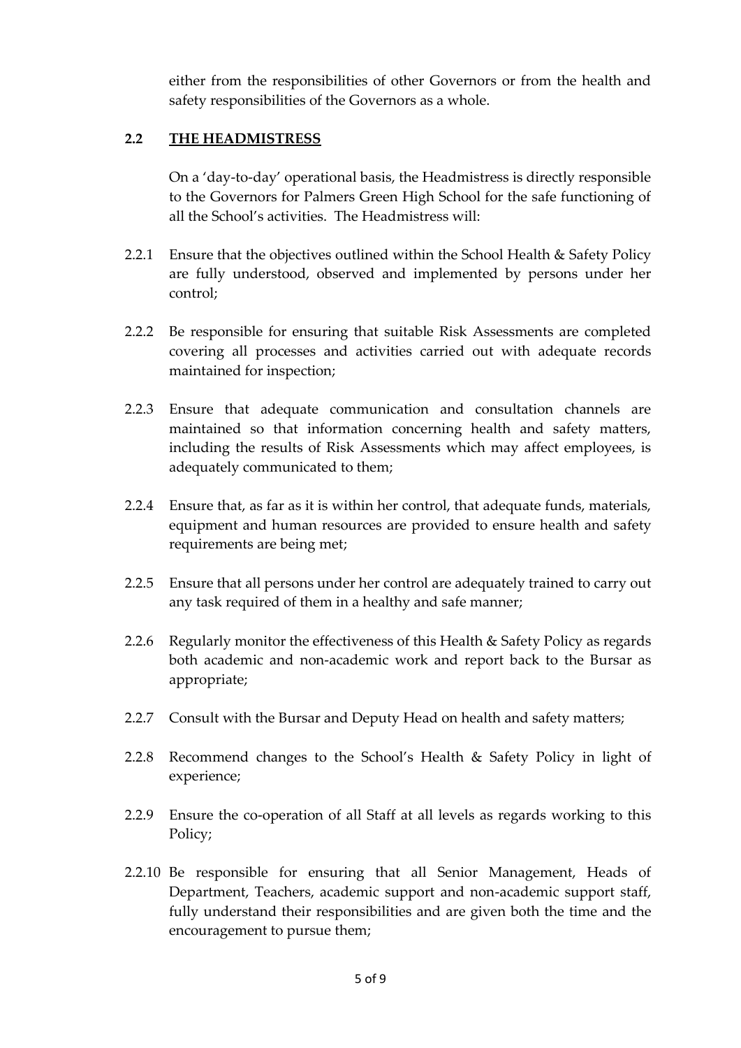either from the responsibilities of other Governors or from the health and safety responsibilities of the Governors as a whole.

### 2.2 THE HEADMISTRESS

On a 'day-to-day' operational basis, the Headmistress is directly responsible to the Governors for Palmers Green High School for the safe functioning of all the School's activities. The Headmistress will:

2.2.1 Ensure that the objectives outlined within the School Health & Safety Policy are fully understood, observed and implemented by persons under her control;

2.2.2 Be responsible for ensuring that suitable Risk Assessments are completed covering all processes and activities carried out with adequate records maintained for inspection;

2.2.3 Ensure that adequate communication and consultation channels are maintained so that information concerning health and safety matters, including the results of Risk Assessments which may affect employees, is adequately communicated to them;

2.2.4 Ensure that, as far as it is within her control, that adequate funds, materials, equipment and human resources are provided to ensure health and safety requirements are being met;

2.2.5 Ensure that all persons under her control are adequately trained to carry out any task required of them in a healthy and safe manner;

2.2.6 Regularly monitor the effectiveness of this Health & Safety Policy as regards both academic and non-academic work and report back to the Bursar as appropriate;

2.2.7 Consult with the Bursar and Deputy Head on health and safety matters;

2.2.8 Recommend changes to the School's Health & Safety Policy in light of experience;

2.2.9 Ensure the co-operation of all Staff at all levels as regards working to this Policy;

2.2.10 Be responsible for ensuring that all Senior Management, Heads of Department, Teachers, academic support and non-academic support staff, fully understand their responsibilities and are given both the time and the encouragement to pursue them;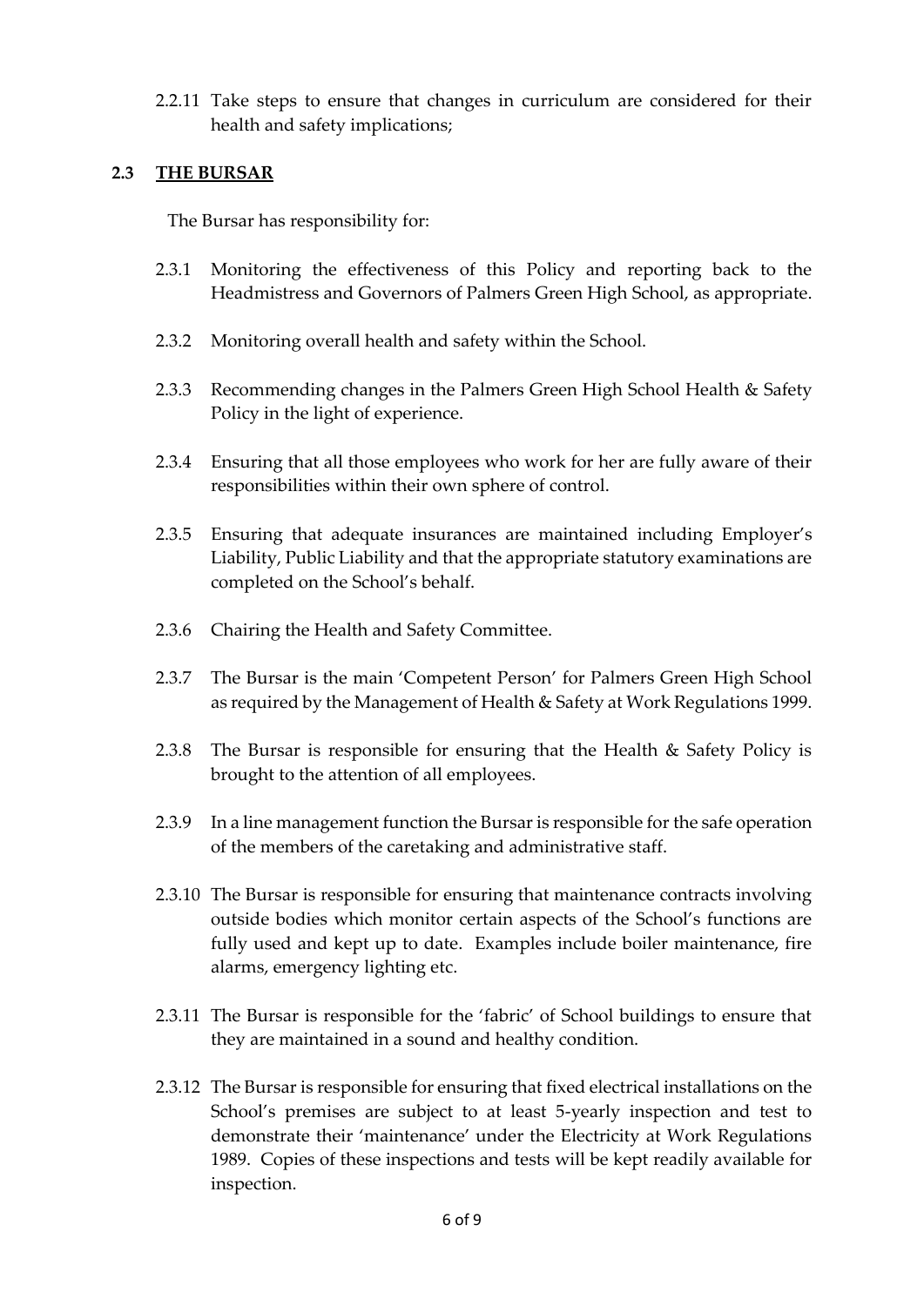2.2.11 Take steps to ensure that changes in curriculum are considered for their health and safety implications;

## 2.3 THE BURSAR

The Bursar has responsibility for:

2.3.1 Monitoring the effectiveness of this Policy and reporting back to the Headmistress and Governors of Palmers Green High School, as appropriate.

2.3.2 Monitoring overall health and safety within the School.

2.3.3 Recommending changes in the Palmers Green High School Health & Safety Policy in the light of experience.

2.3.4 Ensuring that all those employees who work for her are fully aware of their responsibilities within their own sphere of control.

2.3.5 Ensuring that adequate insurances are maintained including Employer's Liability, Public Liability and that the appropriate statutory examinations are completed on the School's behalf.

2.3.6 Chairing the Health and Safety Committee.

2.3.7 The Bursar is the main 'Competent Person' for Palmers Green High School as required by the Management of Health & Safety at Work Regulations 1999.

2.3.8 The Bursar is responsible for ensuring that the Health & Safety Policy is brought to the attention of all employees.

2.3.9 In a line management function the Bursar is responsible for the safe operation of the members of the caretaking and administrative staff.

2.3.10 The Bursar is responsible for ensuring that maintenance contracts involving outside bodies which monitor certain aspects of the School's functions are fully used and kept up to date. Examples include boiler maintenance, fire alarms, emergency lighting etc.

2.3.11 The Bursar is responsible for the 'fabric' of School buildings to ensure that they are maintained in a sound and healthy condition.

2.3.12 The Bursar is responsible for ensuring that fixed electrical installations on the School's premises are subject to at least 5-yearly inspection and test to demonstrate their 'maintenance' under the Electricity at Work Regulations 1989. Copies of these inspections and tests will be kept readily available for inspection.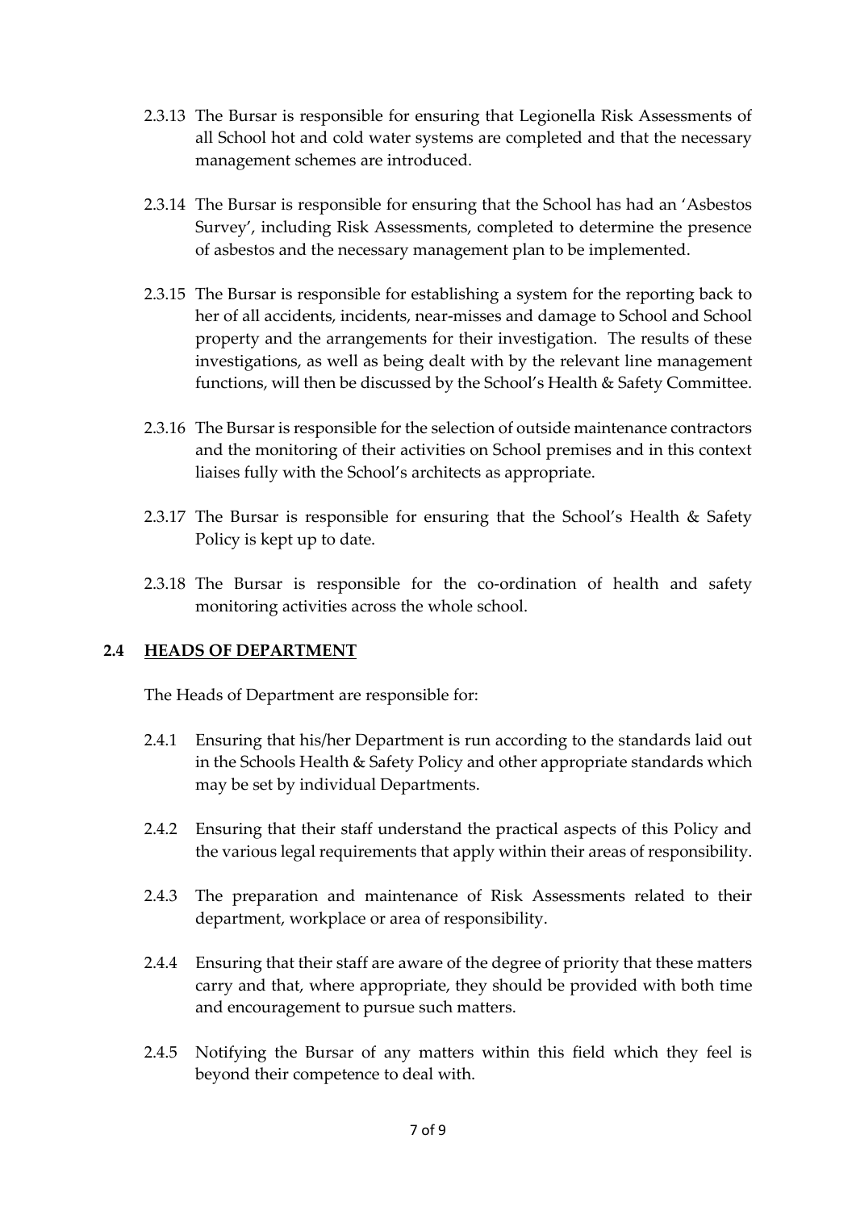2.3.13 The Bursar is responsible for ensuring that Legionella Risk Assessments of all School hot and cold water systems are completed and that the necessary management schemes are introduced.

2.3.14 The Bursar is responsible for ensuring that the School has had an 'Asbestos Survey', including Risk Assessments, completed to determine the presence of asbestos and the necessary management plan to be implemented.

2.3.15 The Bursar is responsible for establishing a system for the reporting back to her of all accidents, incidents, near-misses and damage to School and School property and the arrangements for their investigation. The results of these investigations, as well as being dealt with by the relevant line management functions, will then be discussed by the School's Health & Safety Committee.

2.3.16 The Bursar is responsible for the selection of outside maintenance contractors and the monitoring of their activities on School premises and in this context liaises fully with the School's architects as appropriate.

2.3.17 The Bursar is responsible for ensuring that the School's Health & Safety Policy is kept up to date.

2.3.18 The Bursar is responsible for the co-ordination of health and safety monitoring activities across the whole school.

## 2.4 HEADS OF DEPARTMENT

The Heads of Department are responsible for:

2.4.1 Ensuring that his/her Department is run according to the standards laid out in the Schools Health & Safety Policy and other appropriate standards which may be set by individual Departments.

2.4.2 Ensuring that their staff understand the practical aspects of this Policy and the various legal requirements that apply within their areas of responsibility.

2.4.3 The preparation and maintenance of Risk Assessments related to their department, workplace or area of responsibility.

2.4.4 Ensuring that their staff are aware of the degree of priority that these matters carry and that, where appropriate, they should be provided with both time and encouragement to pursue such matters.

2.4.5 Notifying the Bursar of any matters within this field which they feel is beyond their competence to deal with.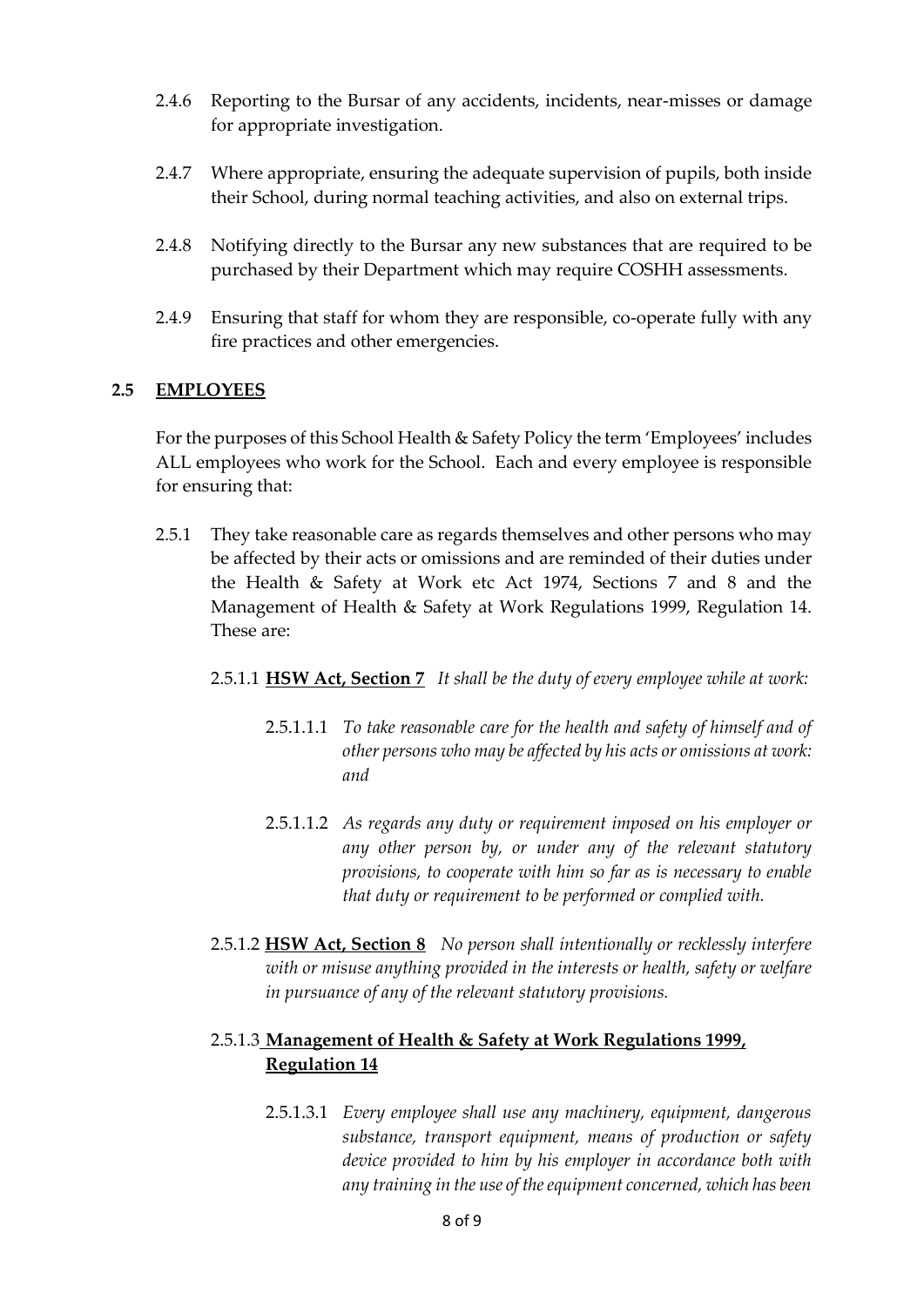2.4.6 Reporting to the Bursar of any accidents, incidents, near-misses or damage for appropriate investigation.

2.4.7 Where appropriate, ensuring the adequate supervision of pupils, both inside their School, during normal teaching activities, and also on external trips.

2.4.8 Notifying directly to the Bursar any new substances that are required to be purchased by their Department which may require COSHH assessments.

2.4.9 Ensuring that staff for whom they are responsible, co-operate fully with any fire practices and other emergencies.

## 2.5 EMPLOYEES

For the purposes of this School Health & Safety Policy the term 'Employees' includes ALL employees who work for the School. Each and every employee is responsible for ensuring that:

2.5.1 They take reasonable care as regards themselves and other persons who may be affected by their acts or omissions and are reminded of their duties under the Health & Safety at Work etc Act 1974, Sections 7 and 8 and the Management of Health & Safety at Work Regulations 1999, Regulation 14. These are:

2.5.1.1 **HSW Act, Section 7** *It shall be the duty of every employee while at work:*

2.5.1.1.1 *To take reasonable care for the health and safety of himself and of other persons who may be affected by his acts or omissions at work: and*

2.5.1.1.2 *As regards any duty or requirement imposed on his employer or any other person by, or under any of the relevant statutory provisions, to cooperate with him so far as is necessary to enable that duty or requirement to be performed or complied with.*

2.5.1.2 **HSW Act, Section 8** *No person shall intentionally or recklessly interfere with or misuse anything provided in the interests or health, safety or welfare in pursuance of any of the relevant statutory provisions.*

2.5.1.3 **Management of Health & Safety at Work Regulations 1999, Regulation 14**

2.5.1.3.1 *Every employee shall use any machinery, equipment, dangerous substance, transport equipment, means of production or safety device provided to him by his employer in accordance both with any training in the use of the equipment concerned, which has been*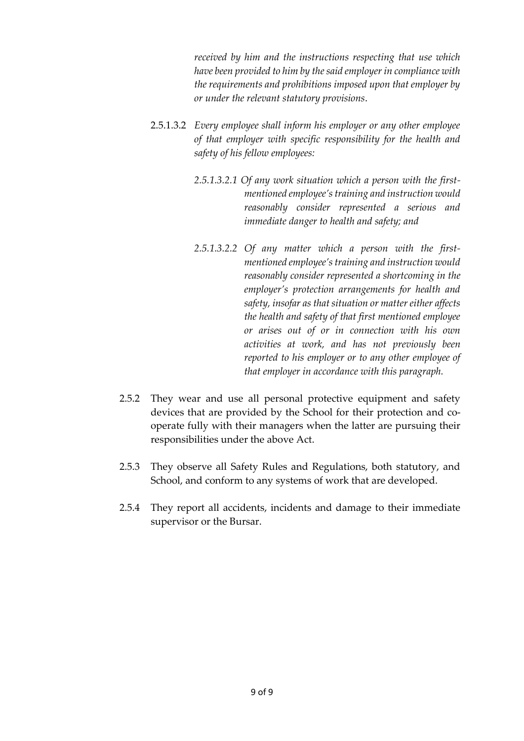*received by him and the instructions respecting that use which have been provided to him by the said employer in compliance with the requirements and prohibitions imposed upon that employer by or under the relevant statutory provisions*.

2.5.1.3.2 *Every employee shall inform his employer or any other employee of that employer with specific responsibility for the health and safety of his fellow employees:*

*2.5.1.3.2.1 Of any work situation which a person with the first-mentioned employee's training and instruction would reasonably consider represented a serious and immediate danger to health and safety; and*

*2.5.1.3.2.2 Of any matter which a person with the first-mentioned employee's training and instruction would reasonably consider represented a shortcoming in the employer's protection arrangements for health and safety, insofar as that situation or matter either affects the health and safety of that first mentioned employee or arises out of or in connection with his own activities at work, and has not previously been reported to his employer or to any other employee of that employer in accordance with this paragraph.*

2.5.2 They wear and use all personal protective equipment and safety devices that are provided by the School for their protection and co-operate fully with their managers when the latter are pursuing their responsibilities under the above Act.

2.5.3 They observe all Safety Rules and Regulations, both statutory, and School, and conform to any systems of work that are developed.

2.5.4 They report all accidents, incidents and damage to their immediate supervisor or the Bursar.